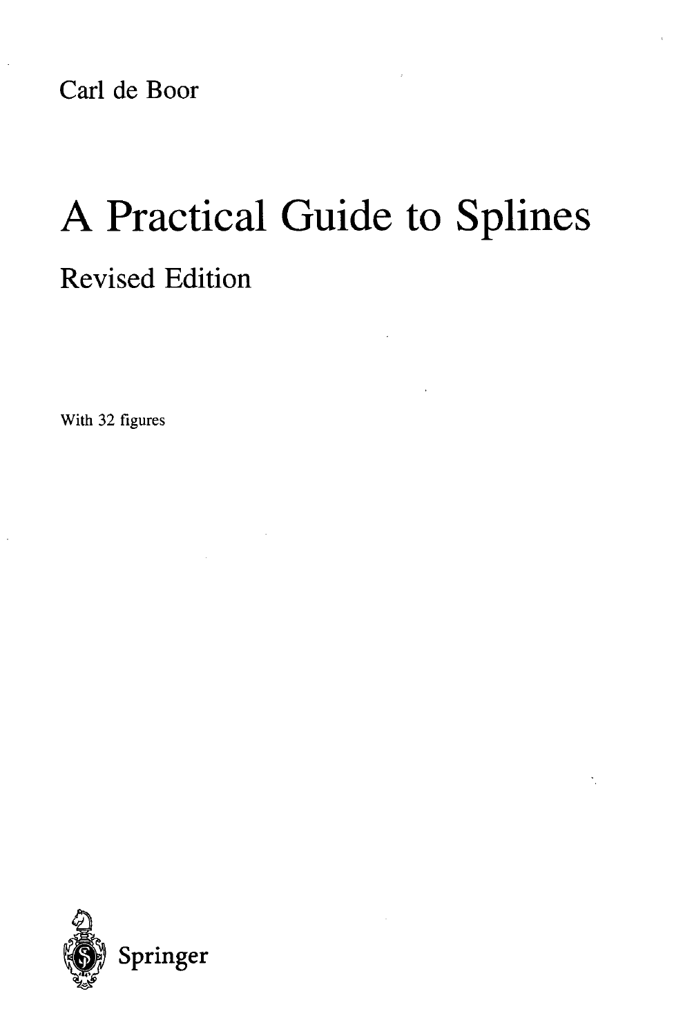Carl de Boor

# A Practical Guide to Splines

## Revised Edition

With 32 figures

Springer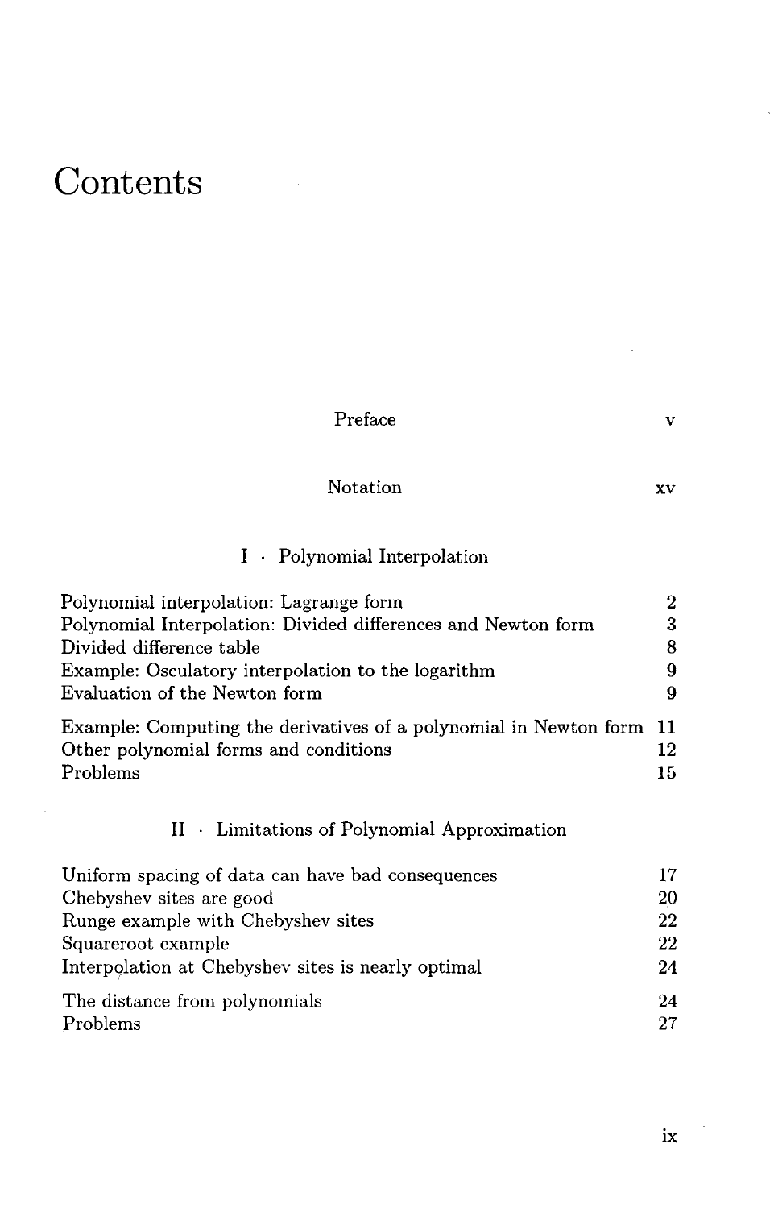# Contents

| | |
|---|---|
| Preface | v |
| Notation | xv |

## I · Polynomial Interpolation

| | |
|---|---|
| Polynomial interpolation: Lagrange form | 2 |
| Polynomial Interpolation: Divided differences and Newton form | 3 |
| Divided difference table | 8 |
| Example: Osculatory interpolation to the logarithm | 9 |
| Evaluation of the Newton form | 9 |
| Example: Computing the derivatives of a polynomial in Newton form | 11 |
| Other polynomial forms and conditions | 12 |
| Problems | 15 |

## II · Limitations of Polynomial Approximation

| | |
|---|---|
| Uniform spacing of data can have bad consequences | 17 |
| Chebyshev sites are good | 20 |
| Runge example with Chebyshev sites | 22 |
| Squareroot example | 22 |
| Interpolation at Chebyshev sites is nearly optimal | 24 |
| The distance from polynomials | 24 |
| Problems | 27 |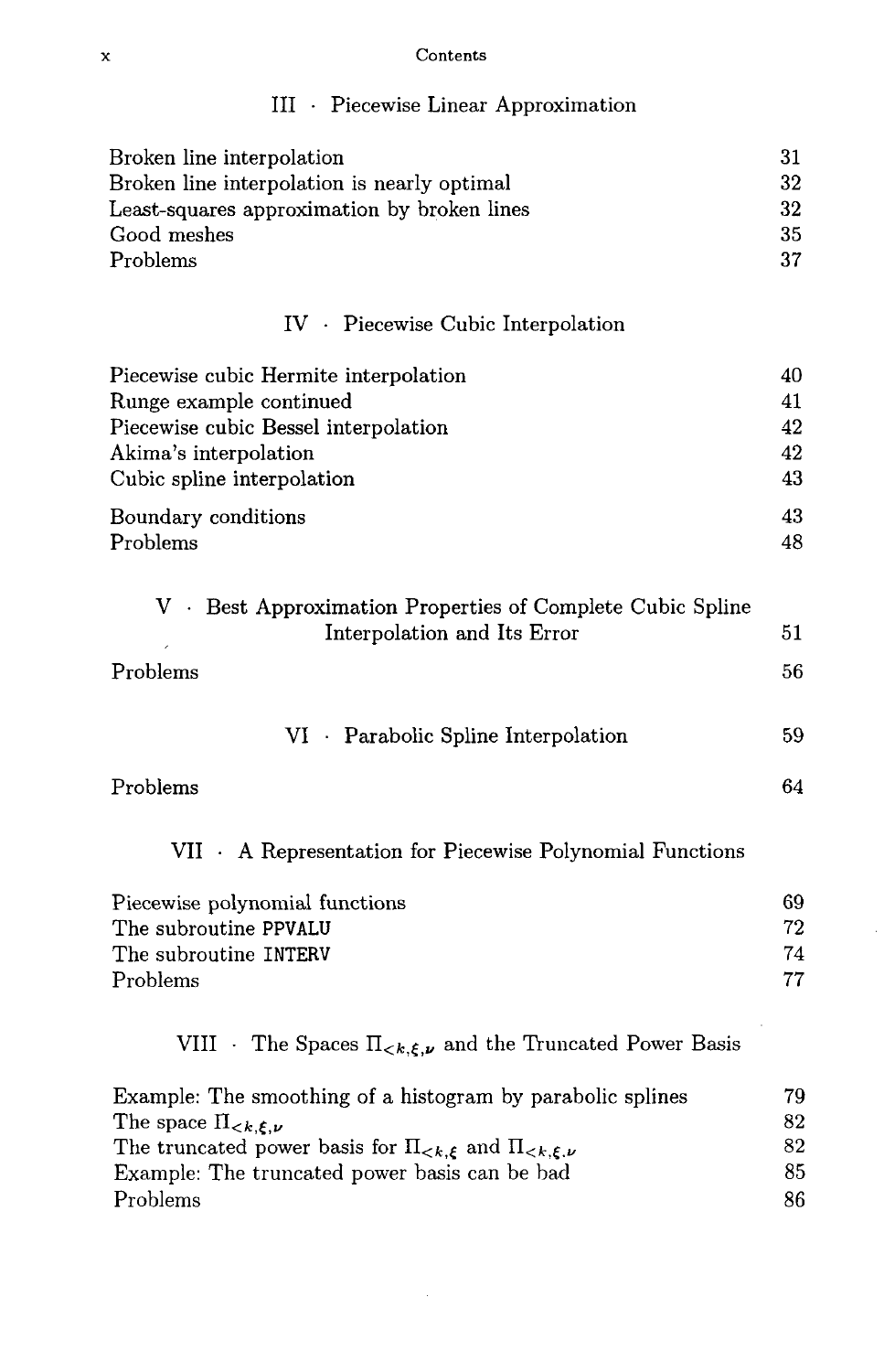## III · Piecewise Linear Approximation

| | |
|---|---|
| Broken line interpolation | 31 |
| Broken line interpolation is nearly optimal | 32 |
| Least-squares approximation by broken lines | 32 |
| Good meshes | 35 |
| Problems | 37 |

## IV · Piecewise Cubic Interpolation

| | |
|---|---|
| Piecewise cubic Hermite interpolation | 40 |
| Runge example continued | 41 |
| Piecewise cubic Bessel interpolation | 42 |
| Akima's interpolation | 42 |
| Cubic spline interpolation | 43 |
| Boundary conditions | 43 |
| Problems | 48 |

## V · Best Approximation Properties of Complete Cubic Spline Interpolation and Its Error — 51

| | |
|---|---|
| Problems | 56 |

## VI · Parabolic Spline Interpolation — 59

| | |
|---|---|
| Problems | 64 |

## VII · A Representation for Piecewise Polynomial Functions

| | |
|---|---|
| Piecewise polynomial functions | 69 |
| The subroutine PPVALU | 72 |
| The subroutine INTERV | 74 |
| Problems | 77 |

## VIII · The Spaces $\Pi_{<k,\xi,\nu}$ and the Truncated Power Basis

| | |
|---|---|
| Example: The smoothing of a histogram by parabolic splines | 79 |
| The space $\Pi_{<k,\xi,\nu}$ | 82 |
| The truncated power basis for $\Pi_{<k,\xi}$ and $\Pi_{<k,\xi,\nu}$ | 82 |
| Example: The truncated power basis can be bad | 85 |
| Problems | 86 |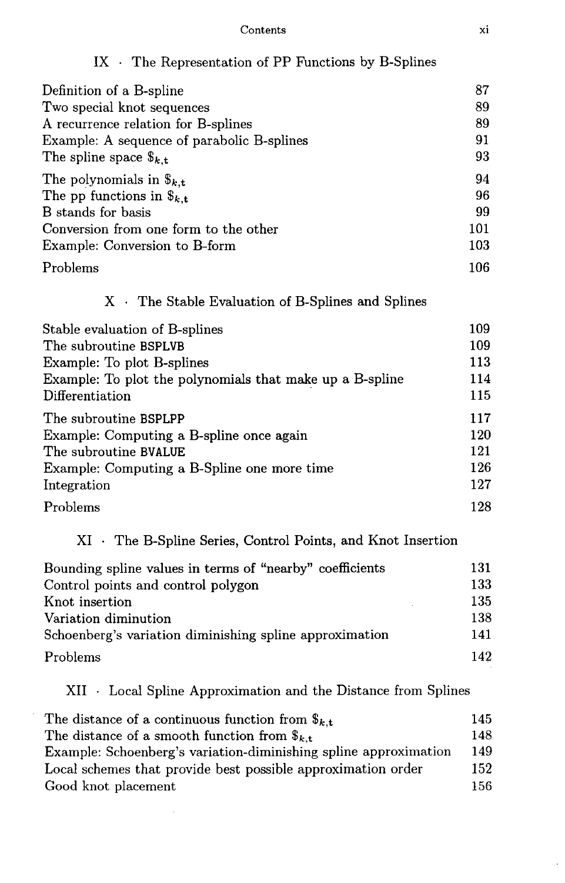## IX · The Representation of PP Functions by B-Splines

| | |
|---|---|
| Definition of a B-spline | 87 |
| Two special knot sequences | 89 |
| A recurrence relation for B-splines | 89 |
| Example: A sequence of parabolic B-splines | 91 |
| The spline space $\$_{k,\mathbf{t}}$ | 93 |
| The polynomials in $\$_{k,\mathbf{t}}$ | 94 |
| The pp functions in $\$_{k,\mathbf{t}}$ | 96 |
| B stands for basis | 99 |
| Conversion from one form to the other | 101 |
| Example: Conversion to B-form | 103 |
| Problems | 106 |

## X · The Stable Evaluation of B-Splines and Splines

| | |
|---|---|
| Stable evaluation of B-splines | 109 |
| The subroutine BSPLVB | 109 |
| Example: To plot B-splines | 113 |
| Example: To plot the polynomials that make up a B-spline | 114 |
| Differentiation | 115 |
| The subroutine BSPLPP | 117 |
| Example: Computing a B-spline once again | 120 |
| The subroutine BVALUE | 121 |
| Example: Computing a B-Spline one more time | 126 |
| Integration | 127 |
| Problems | 128 |

## XI · The B-Spline Series, Control Points, and Knot Insertion

| | |
|---|---|
| Bounding spline values in terms of "nearby" coefficients | 131 |
| Control points and control polygon | 133 |
| Knot insertion | 135 |
| Variation diminution | 138 |
| Schoenberg's variation diminishing spline approximation | 141 |
| Problems | 142 |

## XII · Local Spline Approximation and the Distance from Splines

| | |
|---|---|
| The distance of a continuous function from $\$_{k,\mathbf{t}}$ | 145 |
| The distance of a smooth function from $\$_{k,\mathbf{t}}$ | 148 |
| Example: Schoenberg's variation-diminishing spline approximation | 149 |
| Local schemes that provide best possible approximation order | 152 |
| Good knot placement | 156 |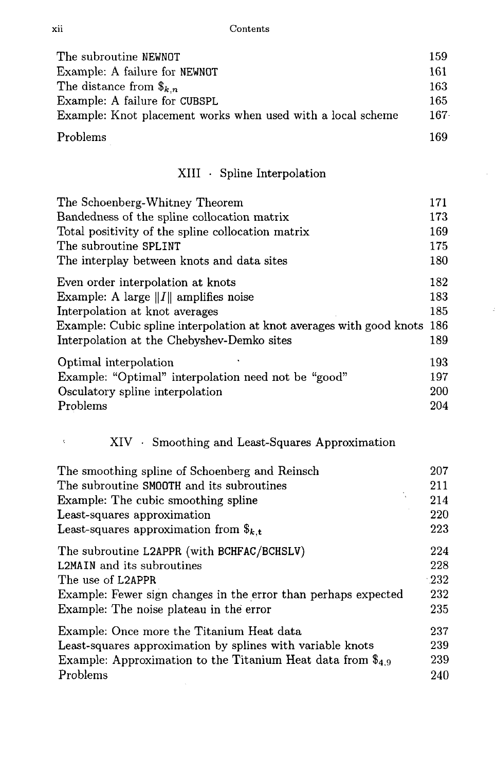| | |
|---|---|
| The subroutine NEWNOT | 159 |
| Example: A failure for NEWNOT | 161 |
| The distance from $\$_{k,n}$ | 163 |
| Example: A failure for CUBSPL | 165 |
| Example: Knot placement works when used with a local scheme | 167 |
| Problems | 169 |

## XIII · Spline Interpolation

| | |
|---|---|
| The Schoenberg-Whitney Theorem | 171 |
| Bandedness of the spline collocation matrix | 173 |
| Total positivity of the spline collocation matrix | 169 |
| The subroutine SPLINT | 175 |
| The interplay between knots and data sites | 180 |
| Even order interpolation at knots | 182 |
| Example: A large $\|I\|$ amplifies noise | 183 |
| Interpolation at knot averages | 185 |
| Example: Cubic spline interpolation at knot averages with good knots | 186 |
| Interpolation at the Chebyshev-Demko sites | 189 |
| Optimal interpolation | 193 |
| Example: "Optimal" interpolation need not be "good" | 197 |
| Osculatory spline interpolation | 200 |
| Problems | 204 |

## XIV · Smoothing and Least-Squares Approximation

| | |
|---|---|
| The smoothing spline of Schoenberg and Reinsch | 207 |
| The subroutine SMOOTH and its subroutines | 211 |
| Example: The cubic smoothing spline | 214 |
| Least-squares approximation | 220 |
| Least-squares approximation from $\$_{k,\mathbf{t}}$ | 223 |
| The subroutine L2APPR (with BCHFAC/BCHSLV) | 224 |
| L2MAIN and its subroutines | 228 |
| The use of L2APPR | 232 |
| Example: Fewer sign changes in the error than perhaps expected | 232 |
| Example: The noise plateau in the error | 235 |
| Example: Once more the Titanium Heat data | 237 |
| Least-squares approximation by splines with variable knots | 239 |
| Example: Approximation to the Titanium Heat data from $\$_{4,9}$ | 239 |
| Problems | 240 |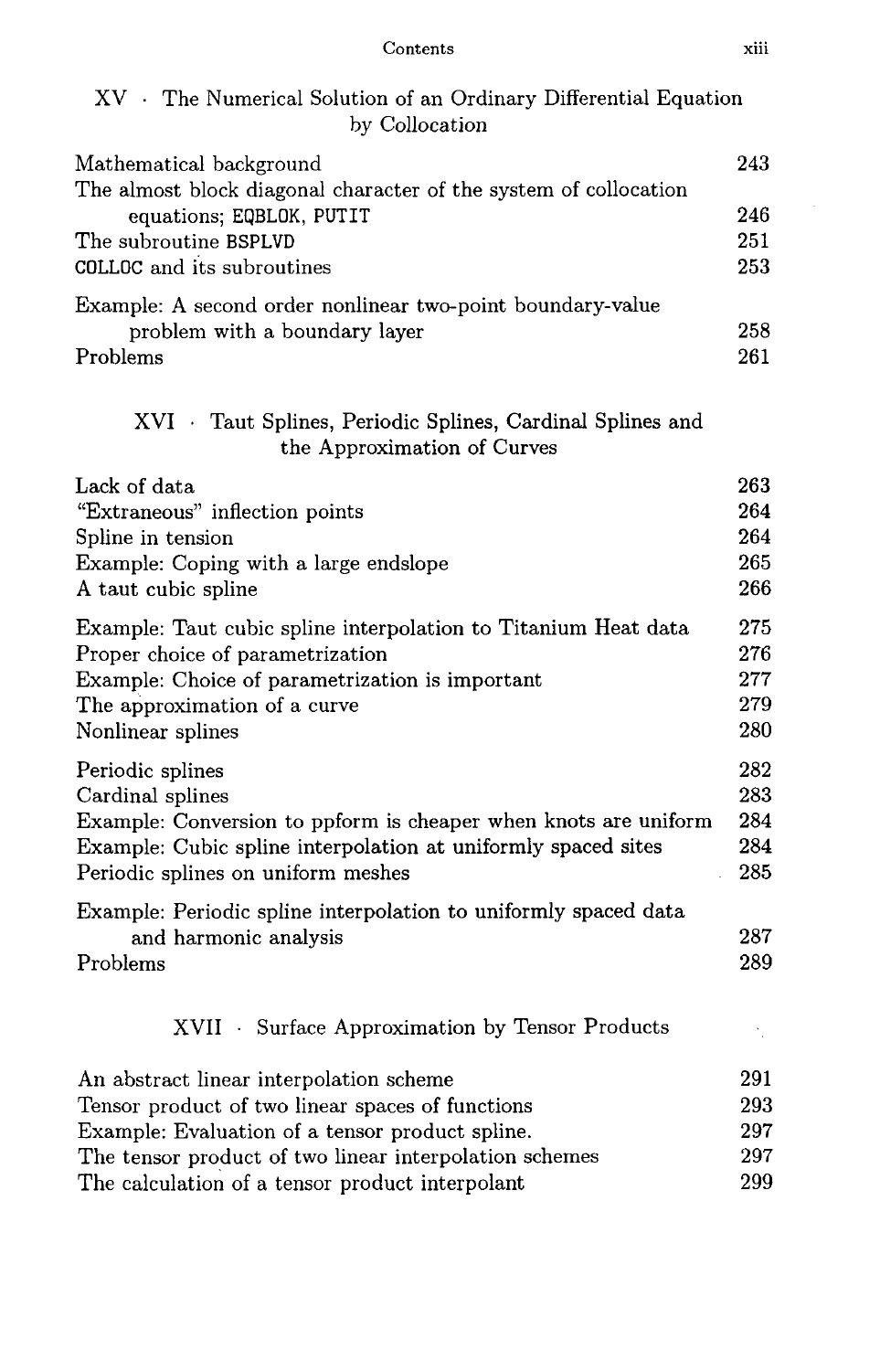## XV · The Numerical Solution of an Ordinary Differential Equation by Collocation

| | |
|---|---|
| Mathematical background | 243 |
| The almost block diagonal character of the system of collocation equations; EQBLOK, PUTIT | 246 |
| The subroutine BSPLVD | 251 |
| COLLOC and its subroutines | 253 |
| Example: A second order nonlinear two-point boundary-value problem with a boundary layer | 258 |
| Problems | 261 |

## XVI · Taut Splines, Periodic Splines, Cardinal Splines and the Approximation of Curves

| | |
|---|---|
| Lack of data | 263 |
| "Extraneous" inflection points | 264 |
| Spline in tension | 264 |
| Example: Coping with a large endslope | 265 |
| A taut cubic spline | 266 |
| Example: Taut cubic spline interpolation to Titanium Heat data | 275 |
| Proper choice of parametrization | 276 |
| Example: Choice of parametrization is important | 277 |
| The approximation of a curve | 279 |
| Nonlinear splines | 280 |
| Periodic splines | 282 |
| Cardinal splines | 283 |
| Example: Conversion to ppform is cheaper when knots are uniform | 284 |
| Example: Cubic spline interpolation at uniformly spaced sites | 284 |
| Periodic splines on uniform meshes | 285 |
| Example: Periodic spline interpolation to uniformly spaced data and harmonic analysis | 287 |
| Problems | 289 |

## XVII · Surface Approximation by Tensor Products

| | |
|---|---|
| An abstract linear interpolation scheme | 291 |
| Tensor product of two linear spaces of functions | 293 |
| Example: Evaluation of a tensor product spline. | 297 |
| The tensor product of two linear interpolation schemes | 297 |
| The calculation of a tensor product interpolant | 299 |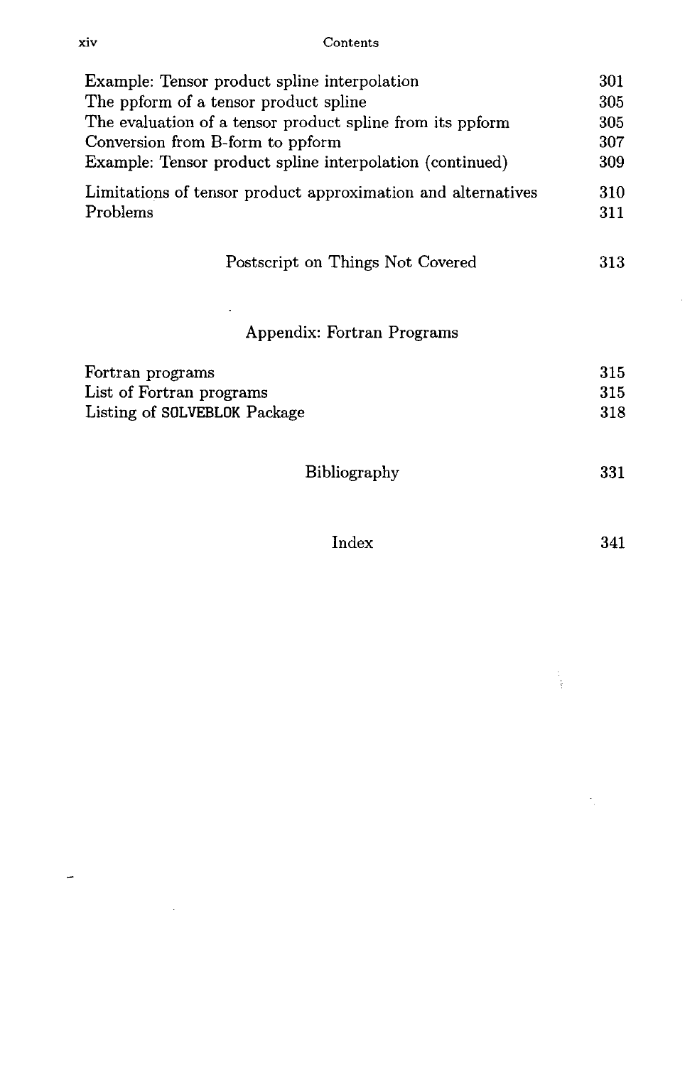| | |
|---|---|
| Example: Tensor product spline interpolation | 301 |
| The ppform of a tensor product spline | 305 |
| The evaluation of a tensor product spline from its ppform | 305 |
| Conversion from B-form to ppform | 307 |
| Example: Tensor product spline interpolation (continued) | 309 |
| Limitations of tensor product approximation and alternatives | 310 |
| Problems | 311 |

## Postscript on Things Not Covered 313

## Appendix: Fortran Programs

| | |
|---|---|
| Fortran programs | 315 |
| List of Fortran programs | 315 |
| Listing of SOLVEBLOK Package | 318 |

## Bibliography 331

## Index 341